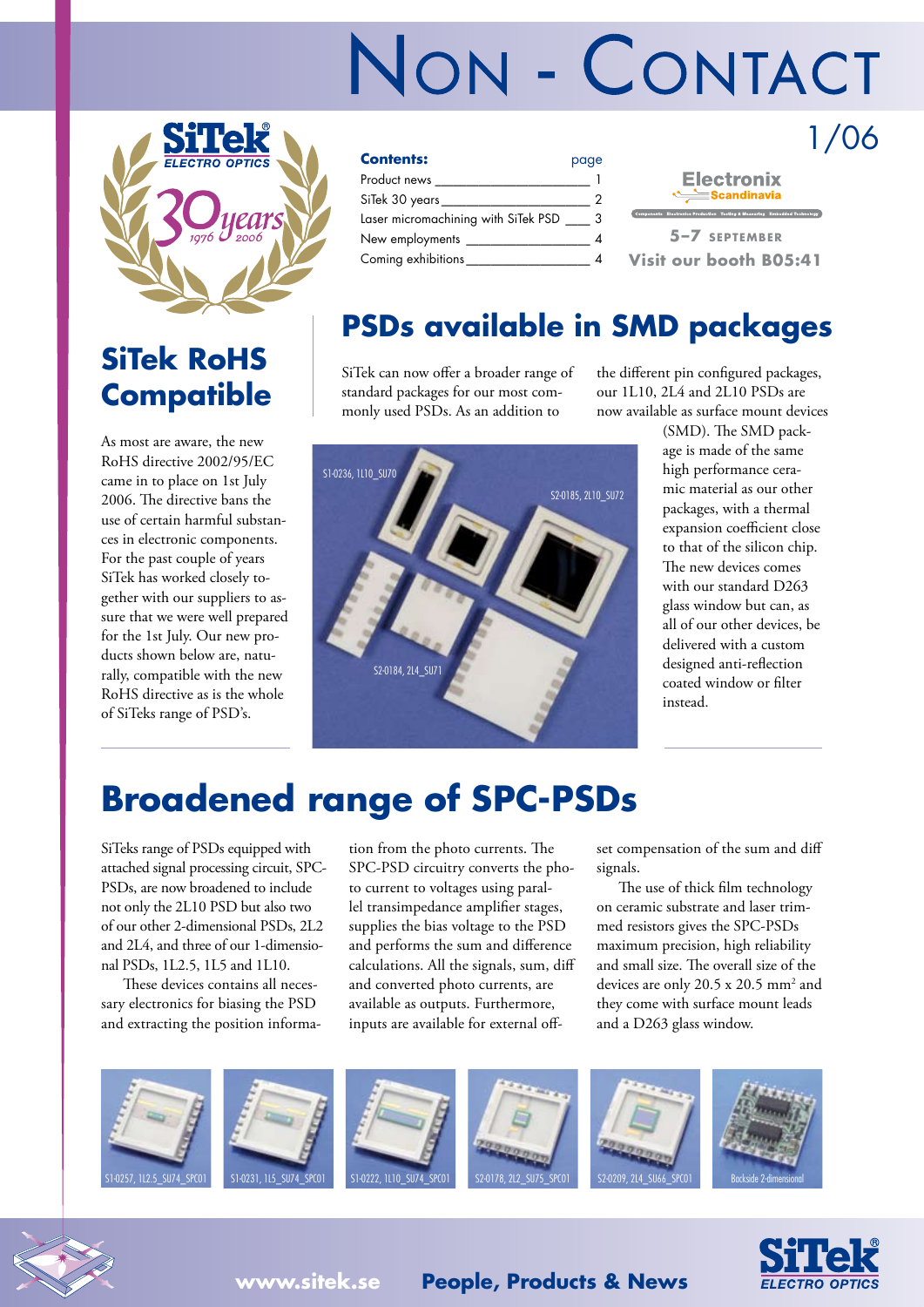# NON - CONTACT

1/06

**Contents:** page

- Product news ____ 1
- SiTek 30 years ____ 2
- Laser micromachining with SiTek PSD ____ 3
- New employments ____ 4
- Coming exhibitions ____ 4

Electronix Scandinavia

**5–7 SEPTEMBER**

**Visit our booth B05:41**

## SiTek RoHS Compatible

As most are aware, the new RoHS directive 2002/95/EC came in to place on 1st July 2006. The directive bans the use of certain harmful substances in electronic components. For the past couple of years SiTek has worked closely together with our suppliers to assure that we were well prepared for the 1st July. Our new products shown below are, naturally, compatible with the new RoHS directive as is the whole of SiTeks range of PSD's.

## PSDs available in SMD packages

SiTek can now offer a broader range of standard packages for our most commonly used PSDs. As an addition to the different pin configured packages, our 1L10, 2L4 and 2L10 PSDs are now available as surface mount devices (SMD). The SMD package is made of the same high performance ceramic material as our other packages, with a thermal expansion coefficient close to that of the silicon chip. The new devices comes with our standard D263 glass window but can, as all of our other devices, be delivered with a custom designed anti-reflection coated window or filter instead.

S1-0236, 1L10_SU70

S2-0185, 2L10_SU72

S2-0184, 2L4_SU71

# Broadened range of SPC-PSDs

SiTeks range of PSDs equipped with attached signal processing circuit, SPC-PSDs, are now broadened to include not only the 2L10 PSD but also two of our other 2-dimensional PSDs, 2L2 and 2L4, and three of our 1-dimensional PSDs, 1L2.5, 1L5 and 1L10.

These devices contains all necessary electronics for biasing the PSD and extracting the position information from the photo currents. The SPC-PSD circuitry converts the photo current to voltages using parallel transimpedance amplifier stages, supplies the bias voltage to the PSD and performs the sum and difference calculations. All the signals, sum, diff and converted photo currents, are available as outputs. Furthermore, inputs are available for external offset compensation of the sum and diff signals.

The use of thick film technology on ceramic substrate and laser trimmed resistors gives the SPC-PSDs maximum precision, high reliability and small size. The overall size of the devices are only 20.5 x 20.5 $mm^2$ and they come with surface mount leads and a D263 glass window.

S1-0257, 1L2.5_SU74_SPC01

S1-0231, 1L5_SU74_SPC01

S1-0222, 1L10_SU74_SPC01

S2-0178, 2L2_SU75_SPC01

S2-0209, 2L4_SU66_SPC01

Backside 2-dimensional

www.sitek.se **People, Products & News**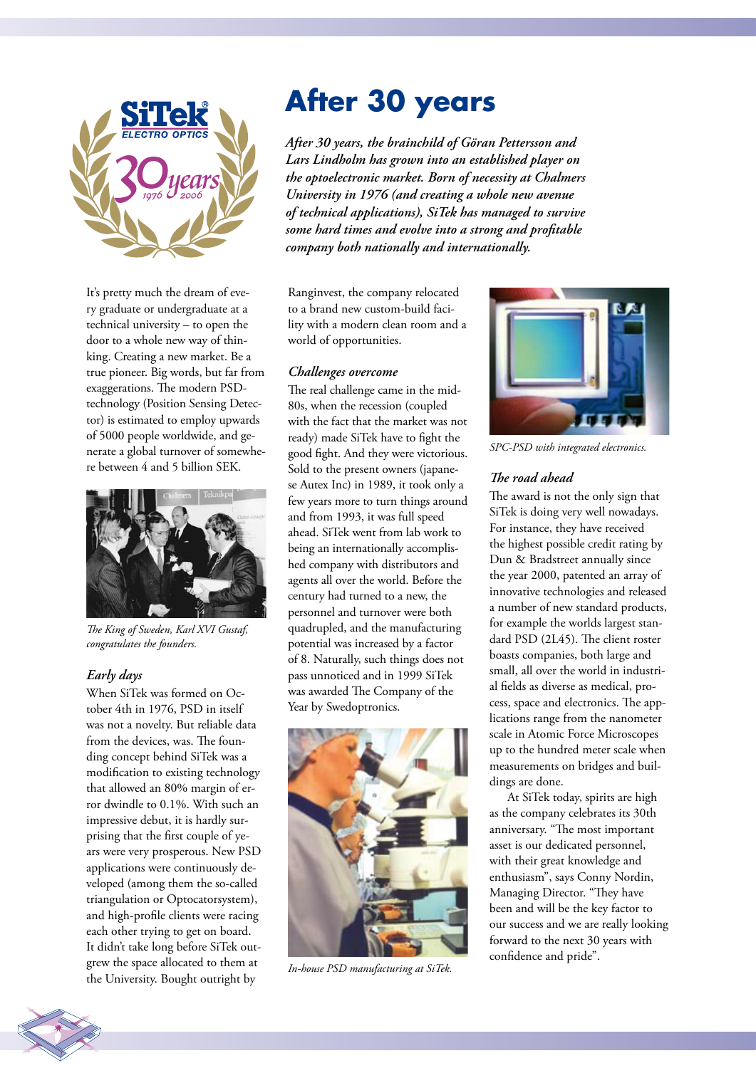# After 30 years

*After 30 years, the brainchild of Göran Pettersson and Lars Lindholm has grown into an established player on the optoelectronic market. Born of necessity at Chalmers University in 1976 (and creating a whole new avenue of technical applications), SiTek has managed to survive some hard times and evolve into a strong and profitable company both nationally and internationally.*

It's pretty much the dream of every graduate or undergraduate at a technical university – to open the door to a whole new way of thinking. Creating a new market. Be a true pioneer. Big words, but far from exaggerations. The modern PSD-technology (Position Sensing Detector) is estimated to employ upwards of 5000 people worldwide, and generate a global turnover of somewhere between 4 and 5 billion SEK.

*The King of Sweden, Karl XVI Gustaf, congratulates the founders.*

## Early days

When SiTek was formed on October 4th in 1976, PSD in itself was not a novelty. But reliable data from the devices, was. The founding concept behind SiTek was a modification to existing technology that allowed an 80% margin of error dwindle to 0.1%. With such an impressive debut, it is hardly surprising that the first couple of years were very prosperous. New PSD applications were continuously developed (among them the so-called triangulation or Optocatorsystem), and high-profile clients were racing each other trying to get on board. It didn't take long before SiTek outgrew the space allocated to them at the University. Bought outright by Ranginvest, the company relocated to a brand new custom-build facility with a modern clean room and a world of opportunities.

## Challenges overcome

The real challenge came in the mid-80s, when the recession (coupled with the fact that the market was not ready) made SiTek have to fight the good fight. And they were victorious. Sold to the present owners (japanese Autex Inc) in 1989, it took only a few years more to turn things around and from 1993, it was full speed ahead. SiTek went from lab work to being an internationally accomplished company with distributors and agents all over the world. Before the century had turned to a new, the personnel and turnover were both quadrupled, and the manufacturing potential was increased by a factor of 8. Naturally, such things does not pass unnoticed and in 1999 SiTek was awarded The Company of the Year by Swedoptronics.

*In-house PSD manufacturing at SiTek.*

*SPC-PSD with integrated electronics.*

## The road ahead

The award is not the only sign that SiTek is doing very well nowadays. For instance, they have received the highest possible credit rating by Dun & Bradstreet annually since the year 2000, patented an array of innovative technologies and released a number of new standard products, for example the worlds largest standard PSD (2L45). The client roster boasts companies, both large and small, all over the world in industrial fields as diverse as medical, process, space and electronics. The applications range from the nanometer scale in Atomic Force Microscopes up to the hundred meter scale when measurements on bridges and buildings are done.

At SiTek today, spirits are high as the company celebrates its 30th anniversary. "The most important asset is our dedicated personnel, with their great knowledge and enthusiasm", says Conny Nordin, Managing Director. "They have been and will be the key factor to our success and we are really looking forward to the next 30 years with confidence and pride".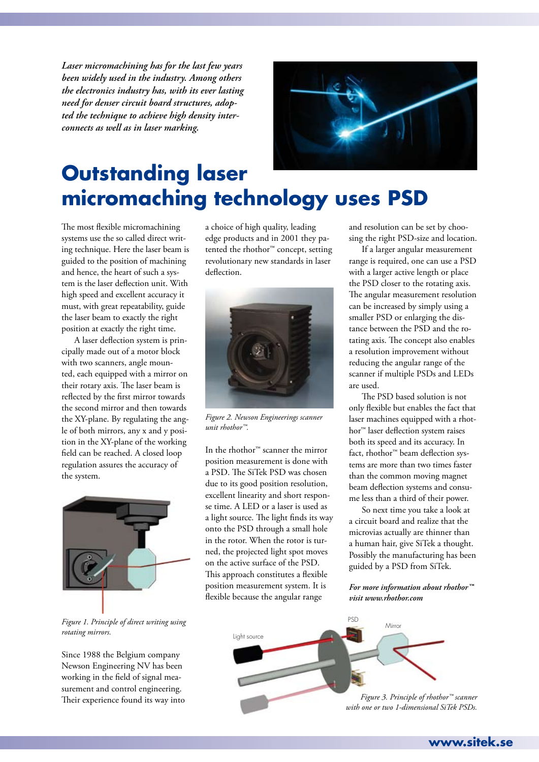*Laser micromachining has for the last few years been widely used in the industry. Among others the electronics industry has, with its ever lasting need for denser circuit board structures, adopted the technique to achieve high density interconnects as well as in laser marking.*

# Outstanding laser micromaching technology uses PSD

The most flexible micromachining systems use the so called direct writing technique. Here the laser beam is guided to the position of machining and hence, the heart of such a system is the laser deflection unit. With high speed and excellent accuracy it must, with great repeatability, guide the laser beam to exactly the right position at exactly the right time.

A laser deflection system is principally made out of a motor block with two scanners, angle mounted, each equipped with a mirror on their rotary axis. The laser beam is reflected by the first mirror towards the second mirror and then towards the XY-plane. By regulating the angle of both mirrors, any x and y position in the XY-plane of the working field can be reached. A closed loop regulation assures the accuracy of the system.

*Figure 1. Principle of direct writing using rotating mirrors.*

Since 1988 the Belgium company Newson Engineering NV has been working in the field of signal measurement and control engineering. Their experience found its way into a choice of high quality, leading edge products and in 2001 they patented the rhothor™ concept, setting revolutionary new standards in laser deflection.

*Figure 2. Newson Engineerings scanner unit rhothor™.*

In the rhothor™ scanner the mirror position measurement is done with a PSD. The SiTek PSD was chosen due to its good position resolution, excellent linearity and short response time. A LED or a laser is used as a light source. The light finds its way onto the PSD through a small hole in the rotor. When the rotor is turned, the projected light spot moves on the active surface of the PSD. This approach constitutes a flexible position measurement system. It is flexible because the angular range and resolution can be set by choosing the right PSD-size and location.

If a larger angular measurement range is required, one can use a PSD with a larger active length or place the PSD closer to the rotating axis. The angular measurement resolution can be increased by simply using a smaller PSD or enlarging the distance between the PSD and the rotating axis. The concept also enables a resolution improvement without reducing the angular range of the scanner if multiple PSDs and LEDs are used.

The PSD based solution is not only flexible but enables the fact that laser machines equipped with a rhothor™ laser deflection system raises both its speed and its accuracy. In fact, rhothor™ beam deflection systems are more than two times faster than the common moving magnet beam deflection systems and consume less than a third of their power.

So next time you take a look at a circuit board and realize that the microvias actually are thinner than a human hair, give SiTek a thought. Possibly the manufacturing has been guided by a PSD from SiTek.

***For more information about rhothor™ visit www.rhothor.com***

Light source

PSD

Mirror

*Figure 3. Principle of rhothor™ scanner with one or two 1-dimensional SiTek PSDs.*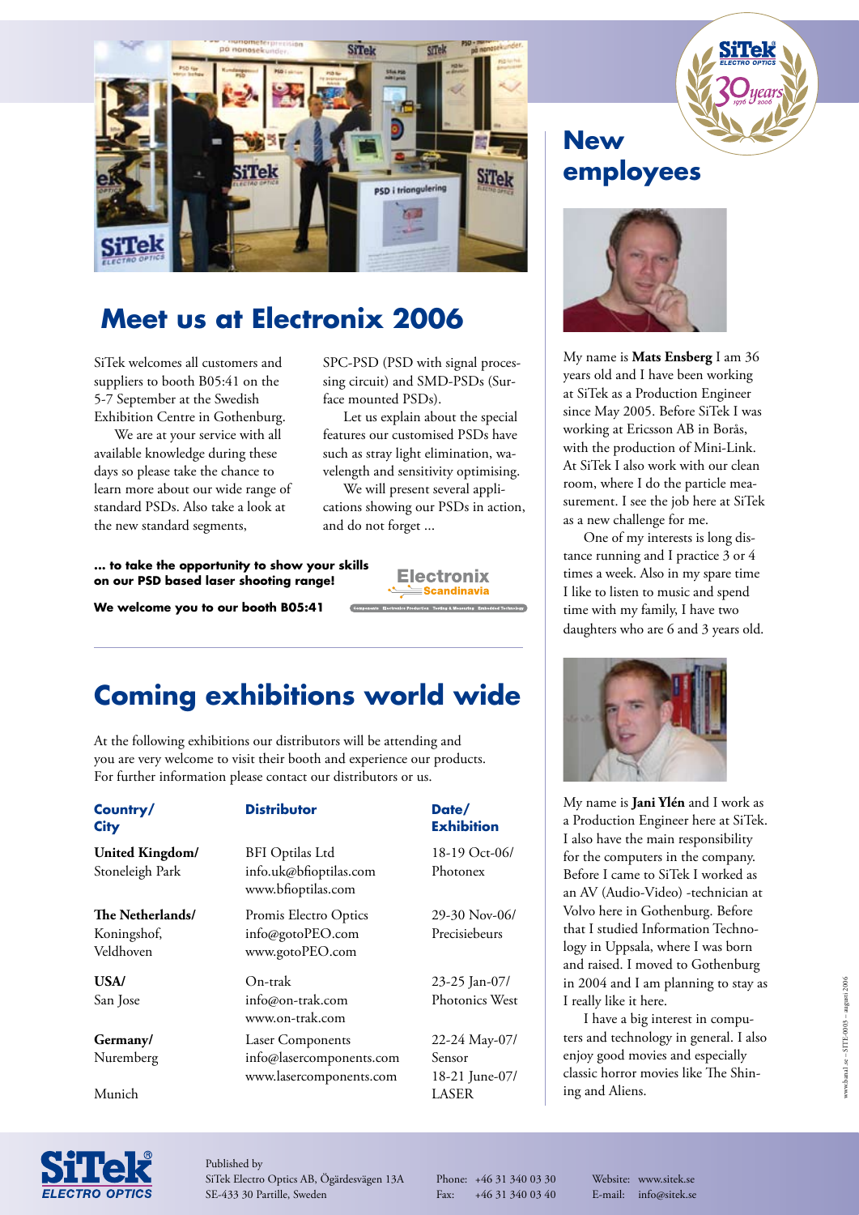## Meet us at Electronix 2006

SiTek welcomes all customers and suppliers to booth B05:41 on the 5-7 September at the Swedish Exhibition Centre in Gothenburg.

We are at your service with all available knowledge during these days so please take the chance to learn more about our wide range of standard PSDs. Also take a look at the new standard segments, SPC-PSD (PSD with signal processing circuit) and SMD-PSDs (Surface mounted PSDs).

Let us explain about the special features our customised PSDs have such as stray light elimination, wavelength and sensitivity optimising.

We will present several applications showing our PSDs in action, and do not forget ...

**... to take the opportunity to show your skills on our PSD based laser shooting range!**

**We welcome you to our booth B05:41**

## Coming exhibitions world wide

At the following exhibitions our distributors will be attending and you are very welcome to visit their booth and experience our products. For further information please contact our distributors or us.

| Country/ City | Distributor | Date/ Exhibition |
|---|---|---|
| **United Kingdom/** Stoneleigh Park | BFI Optilas Ltd info.uk@bfioptilas.com www.bfioptilas.com | 18-19 Oct-06/ Photonex |
| **The Netherlands/** Koningshof, Veldhoven | Promis Electro Optics info@gotoPEO.com www.gotoPEO.com | 29-30 Nov-06/ Precisiebeurs |
| **USA/** San Jose | On-trak info@on-trak.com www.on-trak.com | 23-25 Jan-07/ Photonics West |
| **Germany/** Nuremberg | Laser Components info@lasercomponents.com www.lasercomponents.com | 22-24 May-07/ Sensor |
| Munich | | 18-21 June-07/ LASER |

## New employees

My name is **Mats Ensberg** I am 36 years old and I have been working at SiTek as a Production Engineer since May 2005. Before SiTek I was working at Ericsson AB in Borås, with the production of Mini-Link. At SiTek I also work with our clean room, where I do the particle measurement. I see the job here at SiTek as a new challenge for me.

One of my interests is long distance running and I practice 3 or 4 times a week. Also in my spare time I like to listen to music and spend time with my family, I have two daughters who are 6 and 3 years old.

My name is **Jani Ylén** and I work as a Production Engineer here at SiTek. I also have the main responsibility for the computers in the company. Before I came to SiTek I worked as an AV (Audio-Video) -technician at Volvo here in Gothenburg. Before that I studied Information Technology in Uppsala, where I was born and raised. I moved to Gothenburg in 2004 and I am planning to stay as I really like it here.

I have a big interest in computers and technology in general. I also enjoy good movies and especially classic horror movies like The Shining and Aliens.

Published by
SiTek Electro Optics AB, Ögärdesvägen 13A
SE-433 30 Partille, Sweden

Phone: +46 31 340 03 30
Fax: +46 31 340 03 40

Website: www.sitek.se
E-mail: info@sitek.se